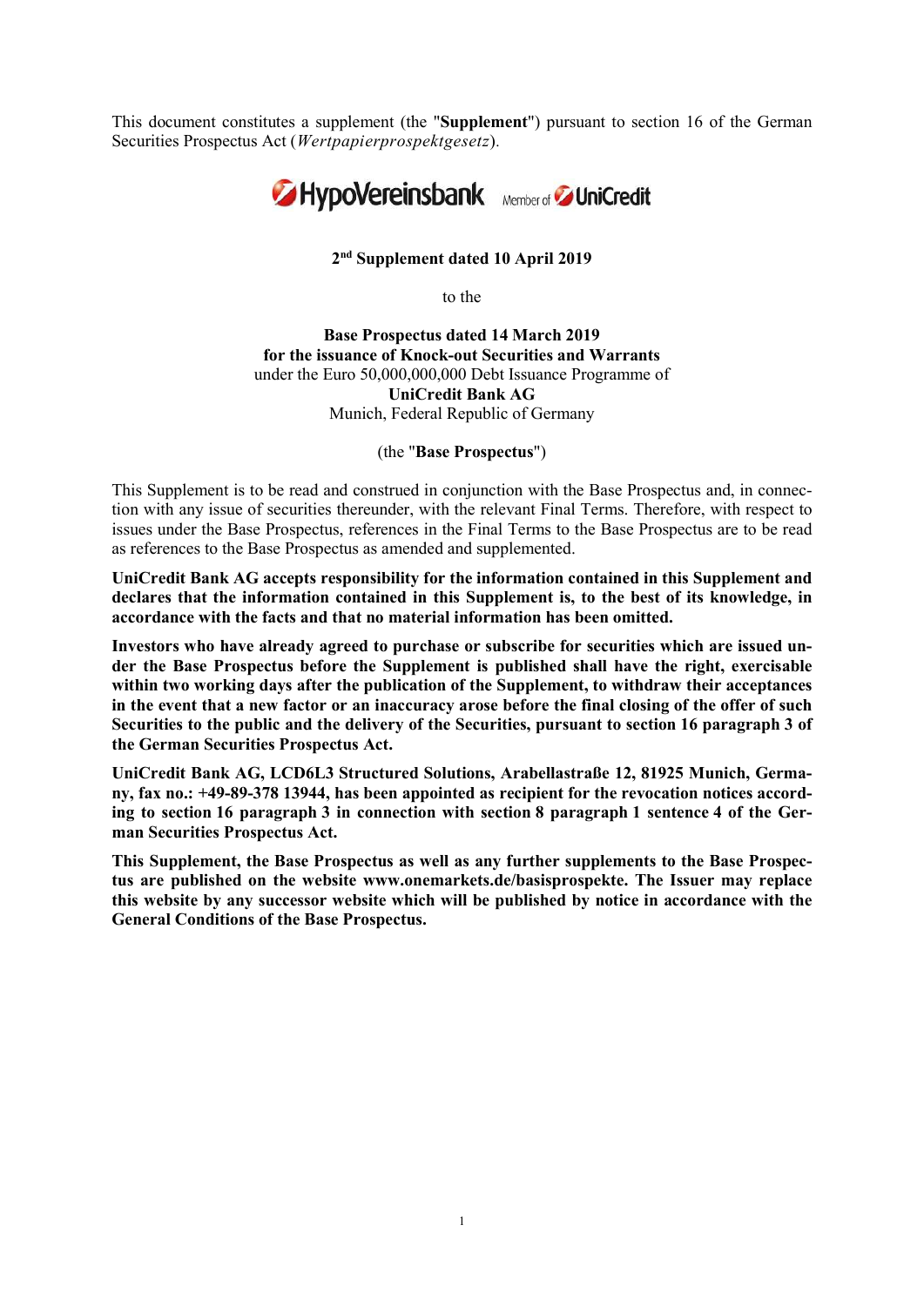This document constitutes a supplement (the "**Supplement**") pursuant to section 16 of the German Securities Prospectus Act (*Wertpapierprospektgesetz*).

HypoVereinsbank Member of UniCredit

**2nd Supplement dated 10 April 2019**

to the

**Base Prospectus dated 14 March 2019**
**for the issuance of Knock-out Securities and Warrants**
under the Euro 50,000,000,000 Debt Issuance Programme of
**UniCredit Bank AG**
Munich, Federal Republic of Germany

(the "**Base Prospectus**")

This Supplement is to be read and construed in conjunction with the Base Prospectus and, in connection with any issue of securities thereunder, with the relevant Final Terms. Therefore, with respect to issues under the Base Prospectus, references in the Final Terms to the Base Prospectus are to be read as references to the Base Prospectus as amended and supplemented.

**UniCredit Bank AG accepts responsibility for the information contained in this Supplement and declares that the information contained in this Supplement is, to the best of its knowledge, in accordance with the facts and that no material information has been omitted.**

**Investors who have already agreed to purchase or subscribe for securities which are issued under the Base Prospectus before the Supplement is published shall have the right, exercisable within two working days after the publication of the Supplement, to withdraw their acceptances in the event that a new factor or an inaccuracy arose before the final closing of the offer of such Securities to the public and the delivery of the Securities, pursuant to section 16 paragraph 3 of the German Securities Prospectus Act.**

**UniCredit Bank AG, LCD6L3 Structured Solutions, Arabellastraße 12, 81925 Munich, Germany, fax no.: +49-89-378 13944, has been appointed as recipient for the revocation notices according to section 16 paragraph 3 in connection with section 8 paragraph 1 sentence 4 of the German Securities Prospectus Act.**

**This Supplement, the Base Prospectus as well as any further supplements to the Base Prospectus are published on the website www.onemarkets.de/basisprospekte. The Issuer may replace this website by any successor website which will be published by notice in accordance with the General Conditions of the Base Prospectus.**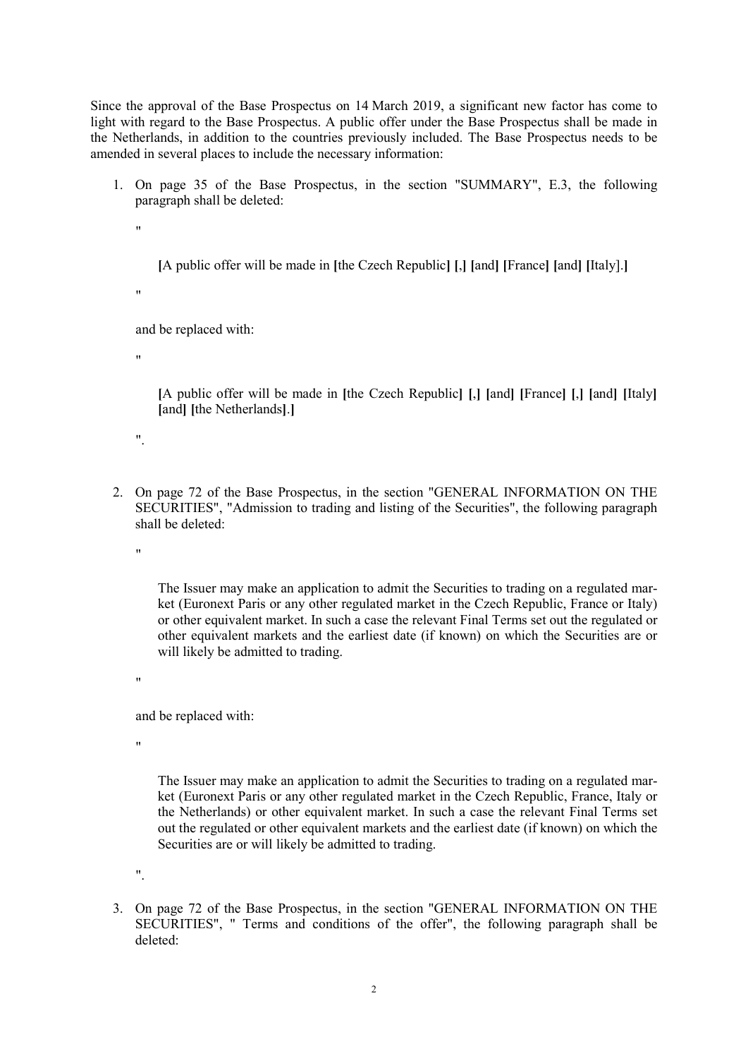Since the approval of the Base Prospectus on 14 March 2019, a significant new factor has come to light with regard to the Base Prospectus. A public offer under the Base Prospectus shall be made in the Netherlands, in addition to the countries previously included. The Base Prospectus needs to be amended in several places to include the necessary information:

1. On page 35 of the Base Prospectus, in the section "SUMMARY", E.3, the following paragraph shall be deleted:

   "

   > **[**A public offer will be made in **[**the Czech Republic**]** **[**,**]** **[**and**]** **[**France**]** **[**and**]** **[**Italy].**]**

   "

   and be replaced with:

   "

   > **[**A public offer will be made in **[**the Czech Republic**]** **[**,**]** **[**and**]** **[**France**]** **[**,**]** **[**and**]** **[**Italy**]** **[**and**]** **[**the Netherlands**]**.**]**

   ".

2. On page 72 of the Base Prospectus, in the section "GENERAL INFORMATION ON THE SECURITIES", "Admission to trading and listing of the Securities", the following paragraph shall be deleted:

   "

   > The Issuer may make an application to admit the Securities to trading on a regulated market (Euronext Paris or any other regulated market in the Czech Republic, France or Italy) or other equivalent market. In such a case the relevant Final Terms set out the regulated or other equivalent markets and the earliest date (if known) on which the Securities are or will likely be admitted to trading.

   "

   and be replaced with:

   "

   > The Issuer may make an application to admit the Securities to trading on a regulated market (Euronext Paris or any other regulated market in the Czech Republic, France, Italy or the Netherlands) or other equivalent market. In such a case the relevant Final Terms set out the regulated or other equivalent markets and the earliest date (if known) on which the Securities are or will likely be admitted to trading.

   ".

3. On page 72 of the Base Prospectus, in the section "GENERAL INFORMATION ON THE SECURITIES", " Terms and conditions of the offer", the following paragraph shall be deleted: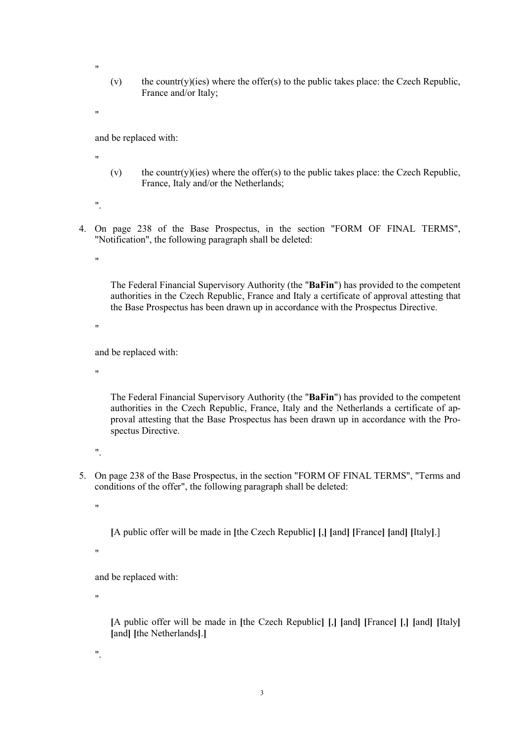"

(v) the countr(y)(ies) where the offer(s) to the public takes place: the Czech Republic, France and/or Italy;

"

and be replaced with:

"

(v) the countr(y)(ies) where the offer(s) to the public takes place: the Czech Republic, France, Italy and/or the Netherlands;

".

4. On page 238 of the Base Prospectus, in the section "FORM OF FINAL TERMS", "Notification", the following paragraph shall be deleted:

"

The Federal Financial Supervisory Authority (the "**BaFin**") has provided to the competent authorities in the Czech Republic, France and Italy a certificate of approval attesting that the Base Prospectus has been drawn up in accordance with the Prospectus Directive.

"

and be replaced with:

"

The Federal Financial Supervisory Authority (the "**BaFin**") has provided to the competent authorities in the Czech Republic, France, Italy and the Netherlands a certificate of approval attesting that the Base Prospectus has been drawn up in accordance with the Prospectus Directive.

".

5. On page 238 of the Base Prospectus, in the section "FORM OF FINAL TERMS", "Terms and conditions of the offer", the following paragraph shall be deleted:

"

**[**A public offer will be made in **[**the Czech Republic**]** **[**,**]** **[**and**]** **[**France**]** **[**and**]** **[**Italy**]**.]

"

and be replaced with:

"

**[**A public offer will be made in **[**the Czech Republic**]** **[**,**]** **[**and**]** **[**France**]** **[**,**]** **[**and**]** **[**Italy**]** **[**and**]** **[**the Netherlands**]**.**]**

".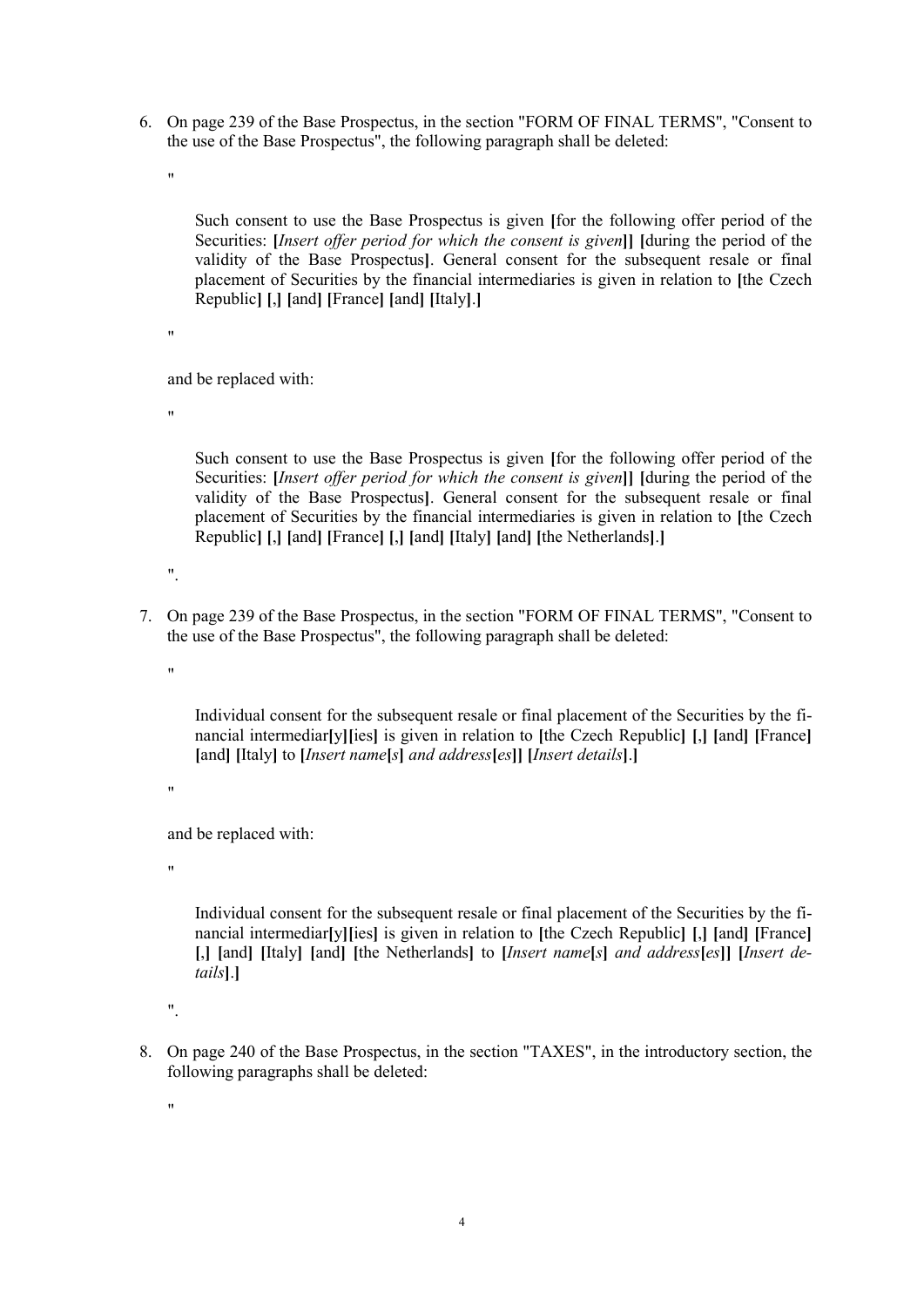6. On page 239 of the Base Prospectus, in the section "FORM OF FINAL TERMS", "Consent to the use of the Base Prospectus", the following paragraph shall be deleted:

   "

   Such consent to use the Base Prospectus is given **[**for the following offer period of the Securities: **[***Insert offer period for which the consent is given***]] [**during the period of the validity of the Base Prospectus**]**. General consent for the subsequent resale or final placement of Securities by the financial intermediaries is given in relation to **[**the Czech Republic**] [**,**] [**and**] [**France**] [**and**] [**Italy**]**.**]**

   "

   and be replaced with:

   "

   Such consent to use the Base Prospectus is given **[**for the following offer period of the Securities: **[***Insert offer period for which the consent is given***]] [**during the period of the validity of the Base Prospectus**]**. General consent for the subsequent resale or final placement of Securities by the financial intermediaries is given in relation to **[**the Czech Republic**] [**,**] [**and**] [**France**] [**,**] [**and**] [**Italy**] [**and**] [**the Netherlands**]**.**]**

   ".

7. On page 239 of the Base Prospectus, in the section "FORM OF FINAL TERMS", "Consent to the use of the Base Prospectus", the following paragraph shall be deleted:

   "

   Individual consent for the subsequent resale or final placement of the Securities by the financial intermediar**[**y**][**ies**]** is given in relation to **[**the Czech Republic**] [**,**] [**and**] [**France**] [**and**] [**Italy**]** to **[***Insert name***[***s***]** *and address***[***es***]] [***Insert details***]**.**]**

   "

   and be replaced with:

   "

   Individual consent for the subsequent resale or final placement of the Securities by the financial intermediar**[**y**][**ies**]** is given in relation to **[**the Czech Republic**] [**,**] [**and**] [**France**] [**,**] [**and**] [**Italy**] [**and**] [**the Netherlands**]** to **[***Insert name***[***s***]** *and address***[***es***]] [***Insert details***]**.**]**

   ".

8. On page 240 of the Base Prospectus, in the section "TAXES", in the introductory section, the following paragraphs shall be deleted:

   "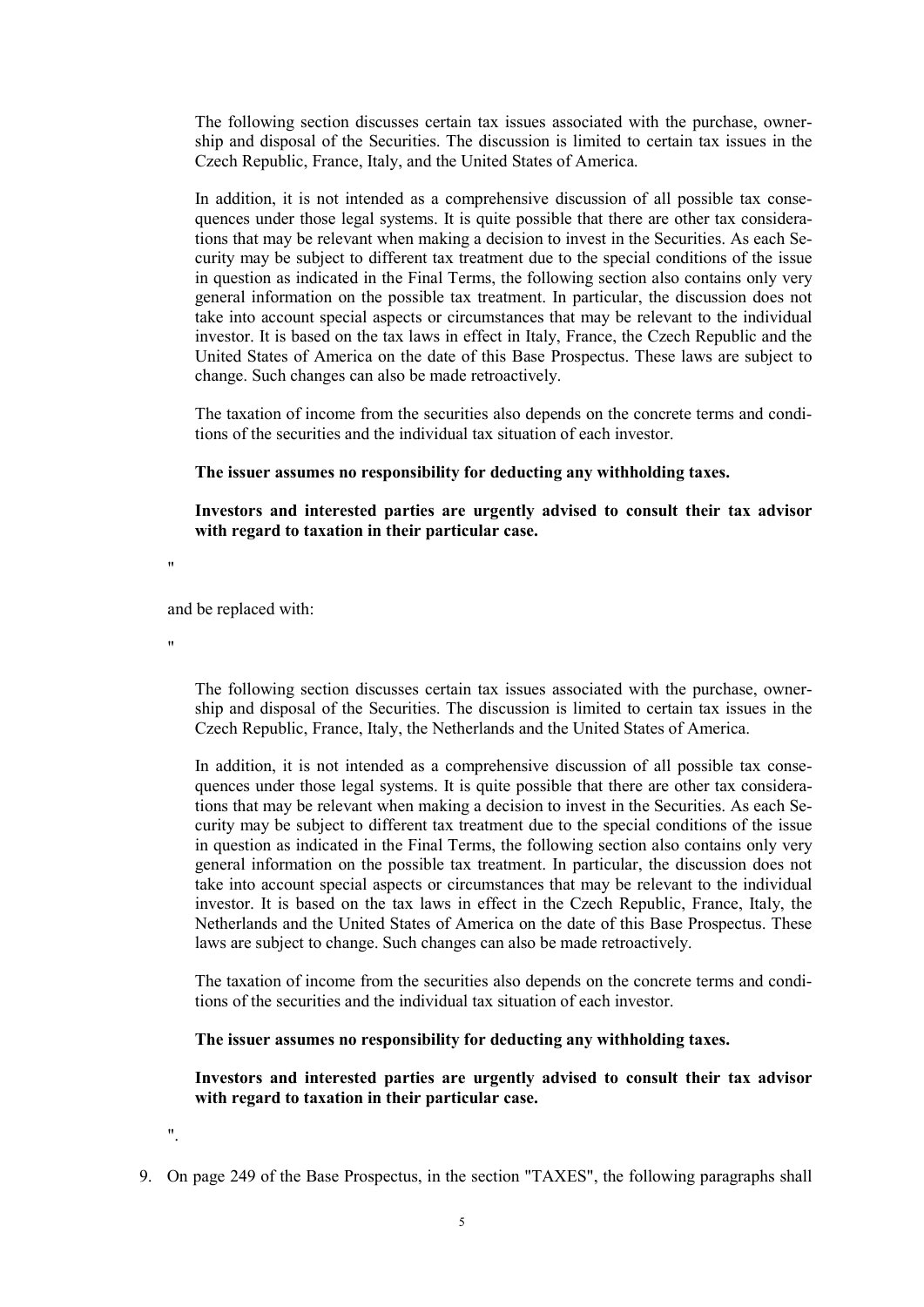The following section discusses certain tax issues associated with the purchase, ownership and disposal of the Securities. The discussion is limited to certain tax issues in the Czech Republic, France, Italy, and the United States of America.

In addition, it is not intended as a comprehensive discussion of all possible tax consequences under those legal systems. It is quite possible that there are other tax considerations that may be relevant when making a decision to invest in the Securities. As each Security may be subject to different tax treatment due to the special conditions of the issue in question as indicated in the Final Terms, the following section also contains only very general information on the possible tax treatment. In particular, the discussion does not take into account special aspects or circumstances that may be relevant to the individual investor. It is based on the tax laws in effect in Italy, France, the Czech Republic and the United States of America on the date of this Base Prospectus. These laws are subject to change. Such changes can also be made retroactively.

The taxation of income from the securities also depends on the concrete terms and conditions of the securities and the individual tax situation of each investor.

**The issuer assumes no responsibility for deducting any withholding taxes.**

**Investors and interested parties are urgently advised to consult their tax advisor with regard to taxation in their particular case.**

"

and be replaced with:

"

The following section discusses certain tax issues associated with the purchase, ownership and disposal of the Securities. The discussion is limited to certain tax issues in the Czech Republic, France, Italy, the Netherlands and the United States of America.

In addition, it is not intended as a comprehensive discussion of all possible tax consequences under those legal systems. It is quite possible that there are other tax considerations that may be relevant when making a decision to invest in the Securities. As each Security may be subject to different tax treatment due to the special conditions of the issue in question as indicated in the Final Terms, the following section also contains only very general information on the possible tax treatment. In particular, the discussion does not take into account special aspects or circumstances that may be relevant to the individual investor. It is based on the tax laws in effect in the Czech Republic, France, Italy, the Netherlands and the United States of America on the date of this Base Prospectus. These laws are subject to change. Such changes can also be made retroactively.

The taxation of income from the securities also depends on the concrete terms and conditions of the securities and the individual tax situation of each investor.

**The issuer assumes no responsibility for deducting any withholding taxes.**

**Investors and interested parties are urgently advised to consult their tax advisor with regard to taxation in their particular case.**

".

9. On page 249 of the Base Prospectus, in the section "TAXES", the following paragraphs shall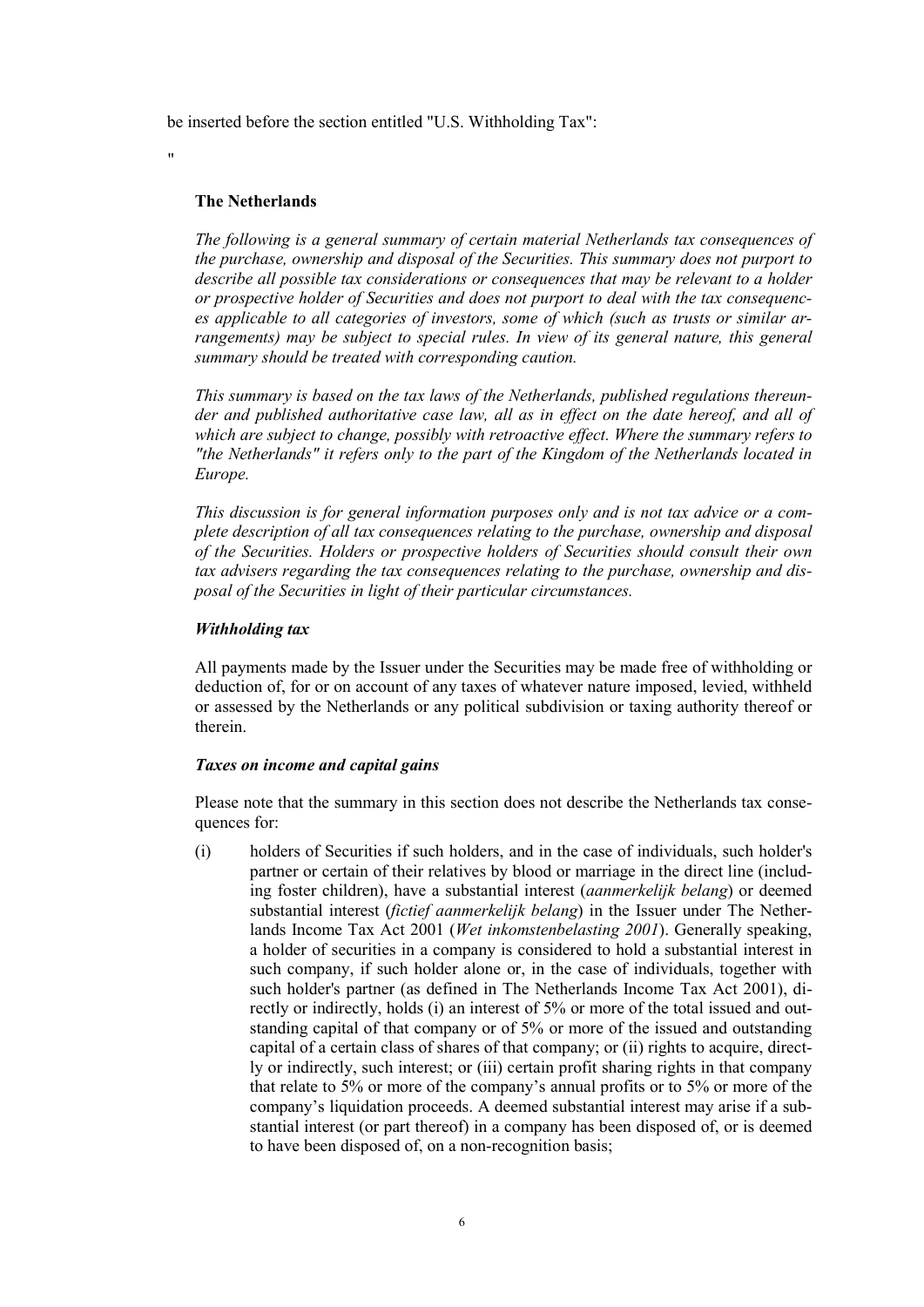be inserted before the section entitled "U.S. Withholding Tax":

"

### The Netherlands

*The following is a general summary of certain material Netherlands tax consequences of the purchase, ownership and disposal of the Securities. This summary does not purport to describe all possible tax considerations or consequences that may be relevant to a holder or prospective holder of Securities and does not purport to deal with the tax consequences applicable to all categories of investors, some of which (such as trusts or similar arrangements) may be subject to special rules. In view of its general nature, this general summary should be treated with corresponding caution.*

*This summary is based on the tax laws of the Netherlands, published regulations thereunder and published authoritative case law, all as in effect on the date hereof, and all of which are subject to change, possibly with retroactive effect. Where the summary refers to "the Netherlands" it refers only to the part of the Kingdom of the Netherlands located in Europe.*

*This discussion is for general information purposes only and is not tax advice or a complete description of all tax consequences relating to the purchase, ownership and disposal of the Securities. Holders or prospective holders of Securities should consult their own tax advisers regarding the tax consequences relating to the purchase, ownership and disposal of the Securities in light of their particular circumstances.*

#### *Withholding tax*

All payments made by the Issuer under the Securities may be made free of withholding or deduction of, for or on account of any taxes of whatever nature imposed, levied, withheld or assessed by the Netherlands or any political subdivision or taxing authority thereof or therein.

#### *Taxes on income and capital gains*

Please note that the summary in this section does not describe the Netherlands tax consequences for:

(i) holders of Securities if such holders, and in the case of individuals, such holder's partner or certain of their relatives by blood or marriage in the direct line (including foster children), have a substantial interest (*aanmerkelijk belang*) or deemed substantial interest (*fictief aanmerkelijk belang*) in the Issuer under The Netherlands Income Tax Act 2001 (*Wet inkomstenbelasting 2001*). Generally speaking, a holder of securities in a company is considered to hold a substantial interest in such company, if such holder alone or, in the case of individuals, together with such holder's partner (as defined in The Netherlands Income Tax Act 2001), directly or indirectly, holds (i) an interest of 5% or more of the total issued and outstanding capital of that company or of 5% or more of the issued and outstanding capital of a certain class of shares of that company; or (ii) rights to acquire, directly or indirectly, such interest; or (iii) certain profit sharing rights in that company that relate to 5% or more of the company's annual profits or to 5% or more of the company's liquidation proceeds. A deemed substantial interest may arise if a substantial interest (or part thereof) in a company has been disposed of, or is deemed to have been disposed of, on a non-recognition basis;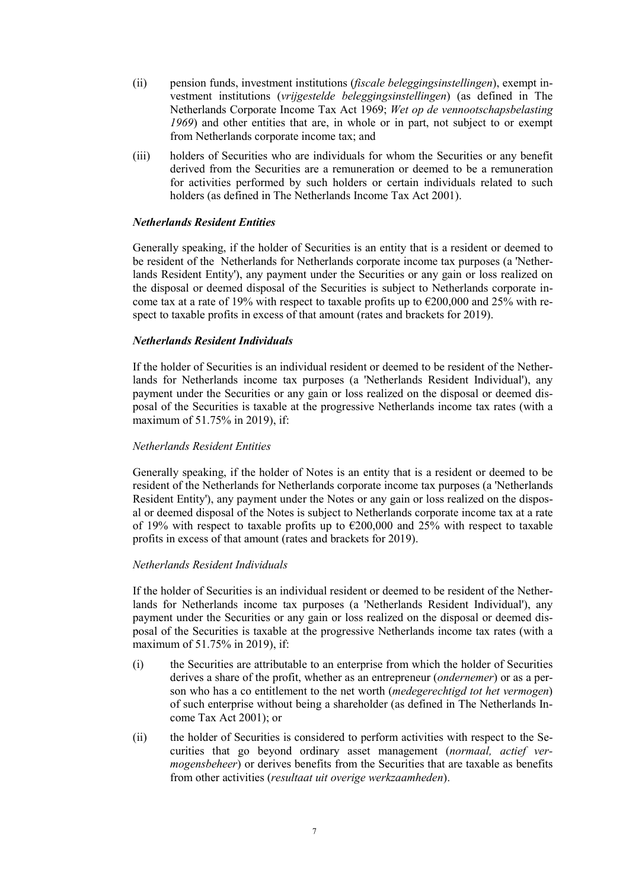(ii) pension funds, investment institutions (*fiscale beleggingsinstellingen*), exempt investment institutions (*vrijgestelde beleggingsinstellingen*) (as defined in The Netherlands Corporate Income Tax Act 1969; *Wet op de vennootschapsbelasting 1969*) and other entities that are, in whole or in part, not subject to or exempt from Netherlands corporate income tax; and

(iii) holders of Securities who are individuals for whom the Securities or any benefit derived from the Securities are a remuneration or deemed to be a remuneration for activities performed by such holders or certain individuals related to such holders (as defined in The Netherlands Income Tax Act 2001).

***Netherlands Resident Entities***

Generally speaking, if the holder of Securities is an entity that is a resident or deemed to be resident of the Netherlands for Netherlands corporate income tax purposes (a 'Netherlands Resident Entity'), any payment under the Securities or any gain or loss realized on the disposal or deemed disposal of the Securities is subject to Netherlands corporate income tax at a rate of 19% with respect to taxable profits up to €200,000 and 25% with respect to taxable profits in excess of that amount (rates and brackets for 2019).

***Netherlands Resident Individuals***

If the holder of Securities is an individual resident or deemed to be resident of the Netherlands for Netherlands income tax purposes (a 'Netherlands Resident Individual'), any payment under the Securities or any gain or loss realized on the disposal or deemed disposal of the Securities is taxable at the progressive Netherlands income tax rates (with a maximum of 51.75% in 2019), if:

*Netherlands Resident Entities*

Generally speaking, if the holder of Notes is an entity that is a resident or deemed to be resident of the Netherlands for Netherlands corporate income tax purposes (a 'Netherlands Resident Entity'), any payment under the Notes or any gain or loss realized on the disposal or deemed disposal of the Notes is subject to Netherlands corporate income tax at a rate of 19% with respect to taxable profits up to €200,000 and 25% with respect to taxable profits in excess of that amount (rates and brackets for 2019).

*Netherlands Resident Individuals*

If the holder of Securities is an individual resident or deemed to be resident of the Netherlands for Netherlands income tax purposes (a 'Netherlands Resident Individual'), any payment under the Securities or any gain or loss realized on the disposal or deemed disposal of the Securities is taxable at the progressive Netherlands income tax rates (with a maximum of 51.75% in 2019), if:

(i) the Securities are attributable to an enterprise from which the holder of Securities derives a share of the profit, whether as an entrepreneur (*ondernemer*) or as a person who has a co entitlement to the net worth (*medegerechtigd tot het vermogen*) of such enterprise without being a shareholder (as defined in The Netherlands Income Tax Act 2001); or

(ii) the holder of Securities is considered to perform activities with respect to the Securities that go beyond ordinary asset management (*normaal, actief vermogensbeheer*) or derives benefits from the Securities that are taxable as benefits from other activities (*resultaat uit overige werkzaamheden*).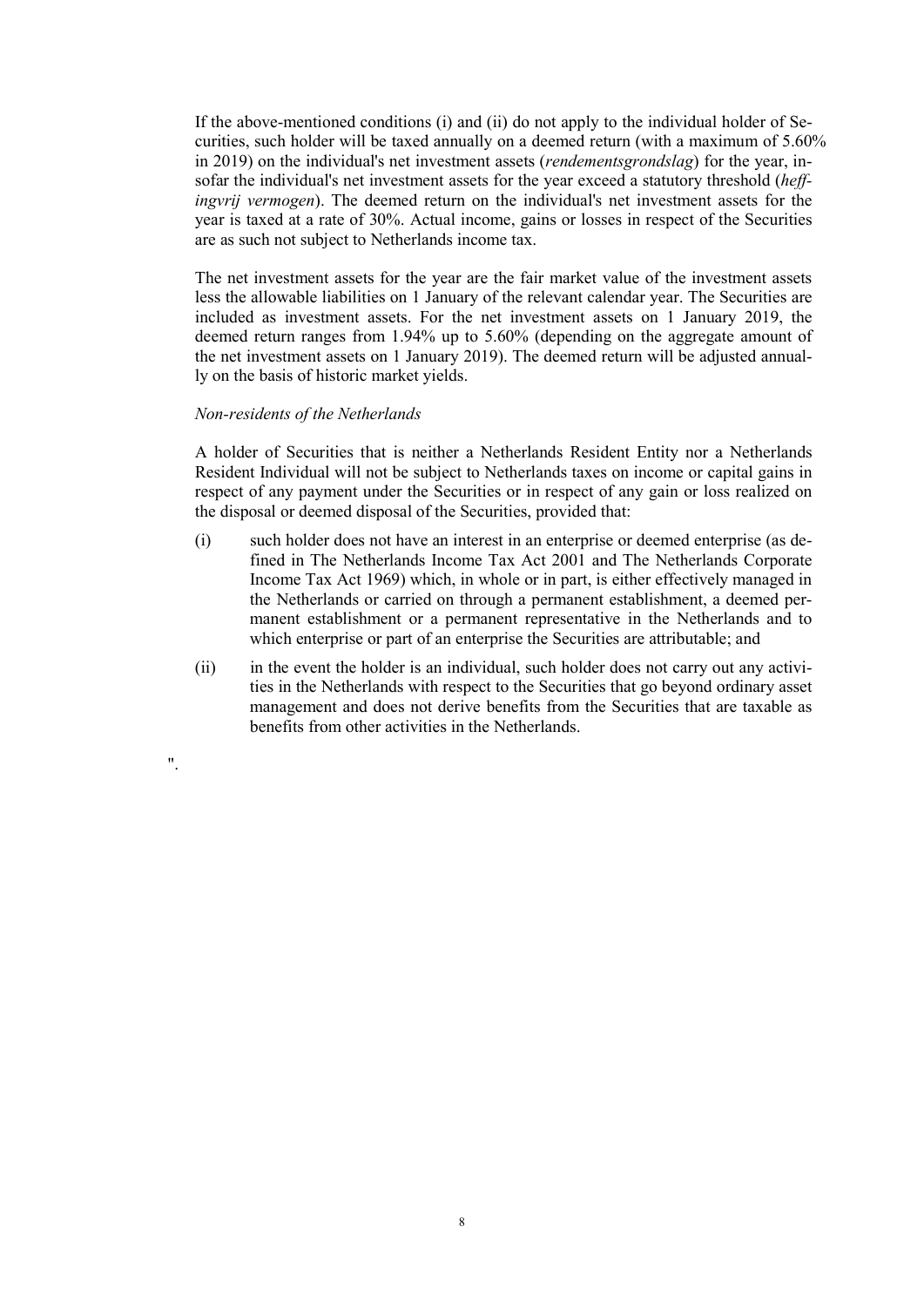If the above-mentioned conditions (i) and (ii) do not apply to the individual holder of Securities, such holder will be taxed annually on a deemed return (with a maximum of 5.60% in 2019) on the individual's net investment assets (*rendementsgrondslag*) for the year, insofar the individual's net investment assets for the year exceed a statutory threshold (*heffingvrij vermogen*). The deemed return on the individual's net investment assets for the year is taxed at a rate of 30%. Actual income, gains or losses in respect of the Securities are as such not subject to Netherlands income tax.

The net investment assets for the year are the fair market value of the investment assets less the allowable liabilities on 1 January of the relevant calendar year. The Securities are included as investment assets. For the net investment assets on 1 January 2019, the deemed return ranges from 1.94% up to 5.60% (depending on the aggregate amount of the net investment assets on 1 January 2019). The deemed return will be adjusted annually on the basis of historic market yields.

*Non-residents of the Netherlands*

A holder of Securities that is neither a Netherlands Resident Entity nor a Netherlands Resident Individual will not be subject to Netherlands taxes on income or capital gains in respect of any payment under the Securities or in respect of any gain or loss realized on the disposal or deemed disposal of the Securities, provided that:

(i) such holder does not have an interest in an enterprise or deemed enterprise (as defined in The Netherlands Income Tax Act 2001 and The Netherlands Corporate Income Tax Act 1969) which, in whole or in part, is either effectively managed in the Netherlands or carried on through a permanent establishment, a deemed permanent establishment or a permanent representative in the Netherlands and to which enterprise or part of an enterprise the Securities are attributable; and

(ii) in the event the holder is an individual, such holder does not carry out any activities in the Netherlands with respect to the Securities that go beyond ordinary asset management and does not derive benefits from the Securities that are taxable as benefits from other activities in the Netherlands.

".